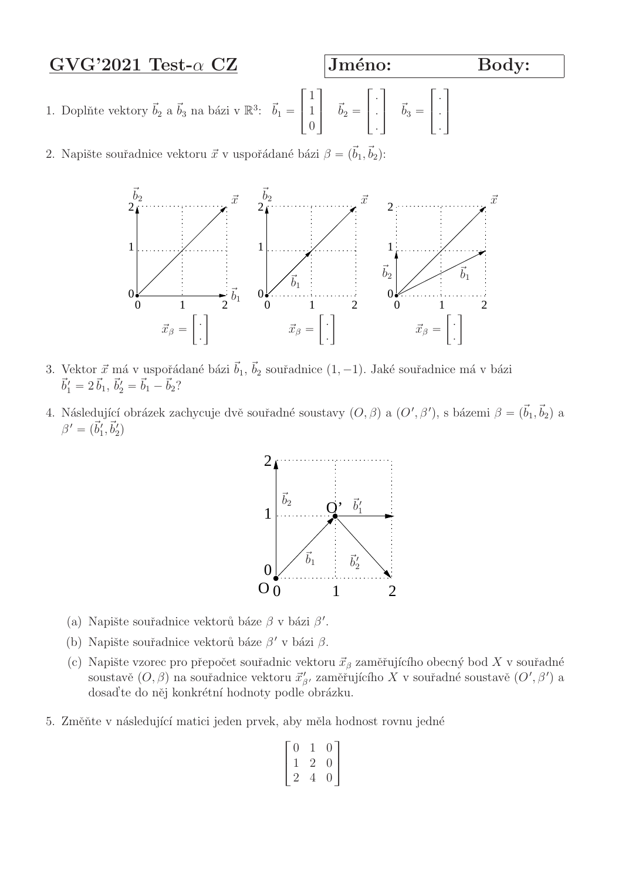## GVG'2021 Test-$\alpha$ CZ

**Jméno:** **Body:**

1. Doplňte vektory $\vec{b}_2$ a $\vec{b}_3$ na bázi v $\mathbb{R}^3$: $\vec{b}_1 = \begin{bmatrix} 1 \\ 1 \\ 0 \end{bmatrix}$ $\vec{b}_2 = \begin{bmatrix} . \\ . \\ . \end{bmatrix}$ $\vec{b}_3 = \begin{bmatrix} . \\ . \\ . \end{bmatrix}$

2. Napište souřadnice vektoru $\vec{x}$ v uspořádané bázi $\beta = (\vec{b}_1, \vec{b}_2)$:

   $\vec{x}_\beta = \begin{bmatrix} . \\ . \end{bmatrix}$ $\vec{x}_\beta = \begin{bmatrix} . \\ . \end{bmatrix}$ $\vec{x}_\beta = \begin{bmatrix} . \\ . \end{bmatrix}$

3. Vektor $\vec{x}$ má v uspořádané bázi $\vec{b}_1$, $\vec{b}_2$ souřadnice $(1, -1)$. Jaké souřadnice má v bázi $\vec{b}_1' = 2\,\vec{b}_1$, $\vec{b}_2' = \vec{b}_1 - \vec{b}_2$?

4. Následující obrázek zachycuje dvě souřadné soustavy $(O, \beta)$ a $(O', \beta')$, s bázemi $\beta = (\vec{b}_1, \vec{b}_2)$ a $\beta' = (\vec{b}_1', \vec{b}_2')$

   (a) Napište souřadnice vektorů báze $\beta$ v bázi $\beta'$.

   (b) Napište souřadnice vektorů báze $\beta'$ v bázi $\beta$.

   (c) Napište vzorec pro přepočet souřadnic vektoru $\vec{x}_\beta$ zaměřujícího obecný bod $X$ v souřadné soustavě $(O, \beta)$ na souřadnice vektoru $\vec{x}'_{\beta'}$ zaměřujícího $X$ v souřadné soustavě $(O', \beta')$ a dosaďte do něj konkrétní hodnoty podle obrázku.

5. Změňte v následující matici jeden prvek, aby měla hodnost rovnu jedné

$$\begin{bmatrix} 0 & 1 & 0 \\ 1 & 2 & 0 \\ 2 & 4 & 0 \end{bmatrix}$$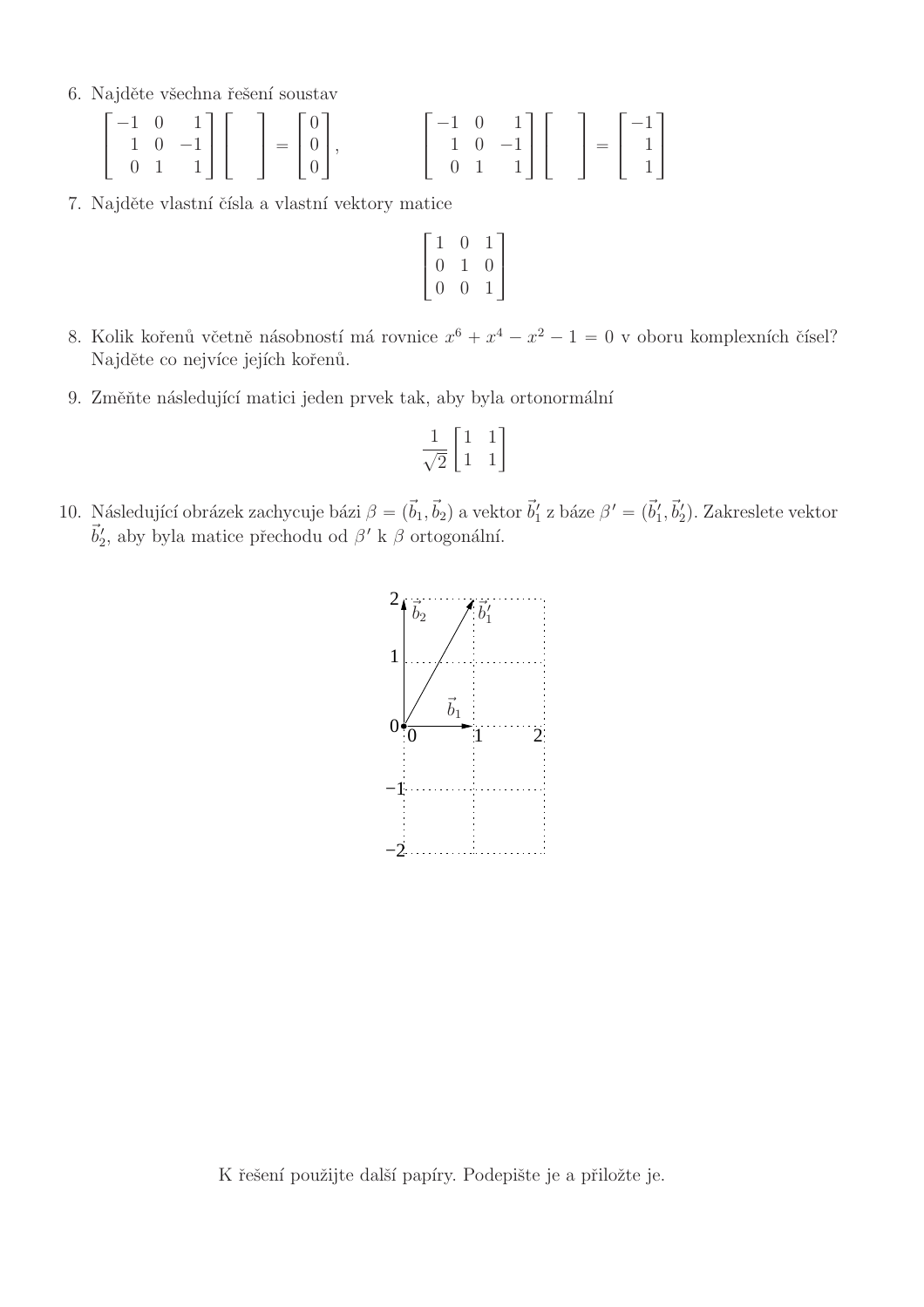6. Najděte všechna řešení soustav

$$\begin{bmatrix} -1 & 0 & 1 \\ 1 & 0 & -1 \\ 0 & 1 & 1 \end{bmatrix} \begin{bmatrix} \quad \\ \quad \\ \quad \end{bmatrix} = \begin{bmatrix} 0 \\ 0 \\ 0 \end{bmatrix}, \qquad \begin{bmatrix} -1 & 0 & 1 \\ 1 & 0 & -1 \\ 0 & 1 & 1 \end{bmatrix} \begin{bmatrix} \quad \\ \quad \\ \quad \end{bmatrix} = \begin{bmatrix} -1 \\ 1 \\ 1 \end{bmatrix}$$

7. Najděte vlastní čísla a vlastní vektory matice

$$\begin{bmatrix} 1 & 0 & 1 \\ 0 & 1 & 0 \\ 0 & 0 & 1 \end{bmatrix}$$

8. Kolik kořenů včetně násobností má rovnice $x^6 + x^4 - x^2 - 1 = 0$ v oboru komplexních čísel? Najděte co nejvíce jejích kořenů.

9. Změňte následující matici jeden prvek tak, aby byla ortonormální

$$\frac{1}{\sqrt{2}} \begin{bmatrix} 1 & 1 \\ 1 & 1 \end{bmatrix}$$

10. Následující obrázek zachycuje bázi $\beta = (\vec{b}_1, \vec{b}_2)$ a vektor $\vec{b}_1'$ z báze $\beta' = (\vec{b}_1', \vec{b}_2')$. Zakreslete vektor $\vec{b}_2'$, aby byla matice přechodu od $\beta'$ k $\beta$ ortogonální.

K řešení použijte další papíry. Podepište je a přiložte je.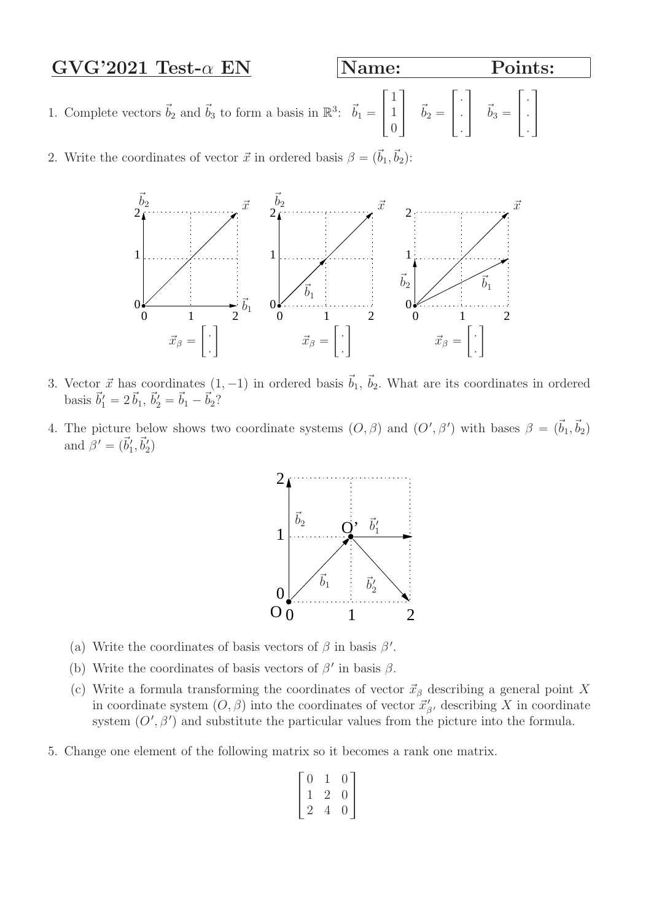## GVG'2021 Test-$\alpha$ EN

**Name:** **Points:**

1. Complete vectors $\vec{b}_2$ and $\vec{b}_3$ to form a basis in $\mathbb{R}^3$: $\vec{b}_1 = \begin{bmatrix} 1 \\ 1 \\ 0 \end{bmatrix}$ $\vec{b}_2 = \begin{bmatrix} . \\ . \\ . \end{bmatrix}$ $\vec{b}_3 = \begin{bmatrix} . \\ . \\ . \end{bmatrix}$

2. Write the coordinates of vector $\vec{x}$ in ordered basis $\beta = (\vec{b}_1, \vec{b}_2)$:

   $\vec{x}_\beta = \begin{bmatrix} . \\ . \end{bmatrix}$ $\vec{x}_\beta = \begin{bmatrix} . \\ . \end{bmatrix}$ $\vec{x}_\beta = \begin{bmatrix} . \\ . \end{bmatrix}$

3. Vector $\vec{x}$ has coordinates $(1, -1)$ in ordered basis $\vec{b}_1$, $\vec{b}_2$. What are its coordinates in ordered basis $\vec{b}_1' = 2\,\vec{b}_1$, $\vec{b}_2' = \vec{b}_1 - \vec{b}_2$?

4. The picture below shows two coordinate systems $(O, \beta)$ and $(O', \beta')$ with bases $\beta = (\vec{b}_1, \vec{b}_2)$ and $\beta' = (\vec{b}_1', \vec{b}_2')$

   (a) Write the coordinates of basis vectors of $\beta$ in basis $\beta'$.

   (b) Write the coordinates of basis vectors of $\beta'$ in basis $\beta$.

   (c) Write a formula transforming the coordinates of vector $\vec{x}_\beta$ describing a general point $X$ in coordinate system $(O, \beta)$ into the coordinates of vector $\vec{x}'_{\beta'}$ describing $X$ in coordinate system $(O', \beta')$ and substitute the particular values from the picture into the formula.

5. Change one element of the following matrix so it becomes a rank one matrix.

$$\begin{bmatrix} 0 & 1 & 0 \\ 1 & 2 & 0 \\ 2 & 4 & 0 \end{bmatrix}$$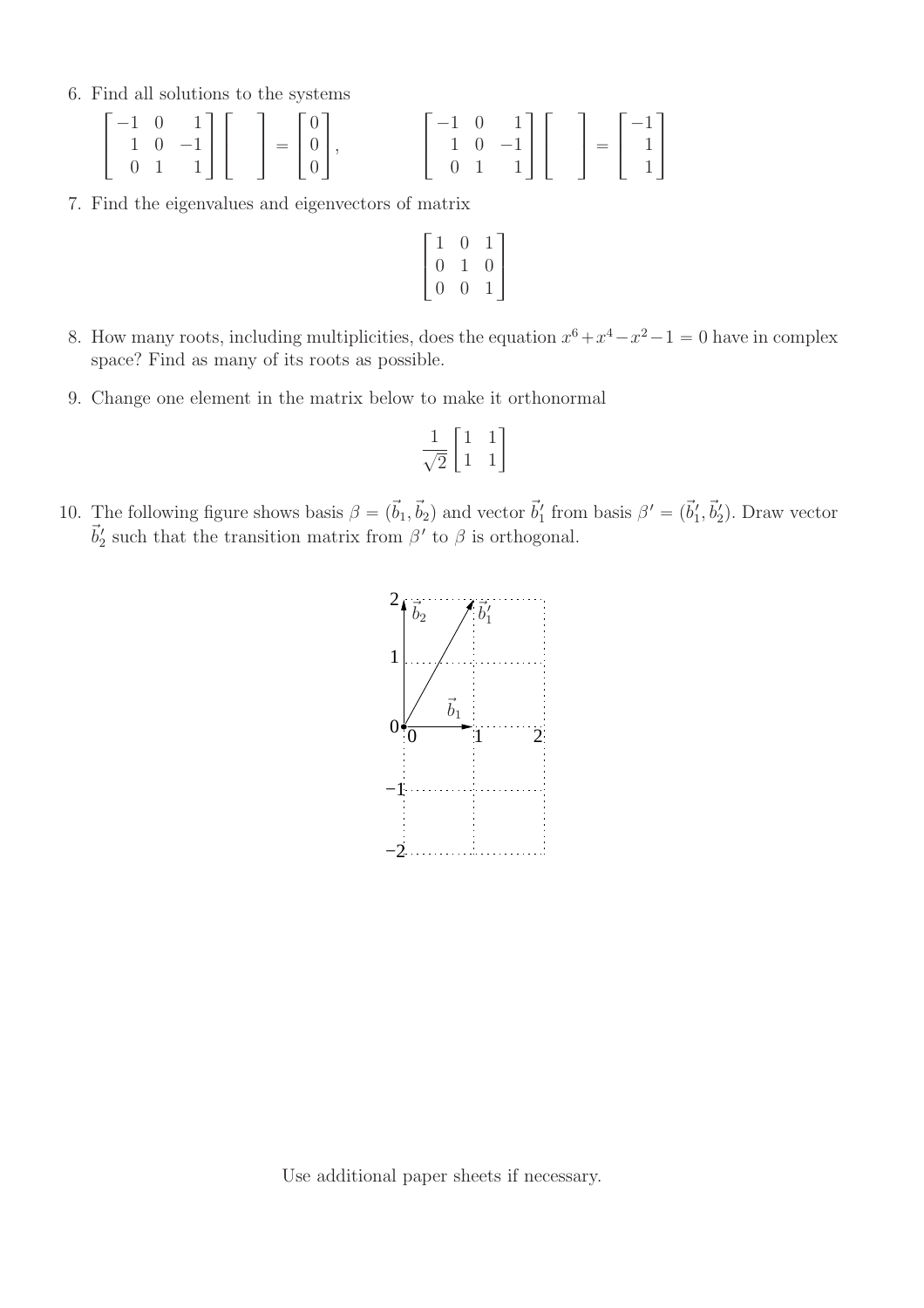6. Find all solutions to the systems

$$\begin{bmatrix} -1 & 0 & 1 \\ 1 & 0 & -1 \\ 0 & 1 & 1 \end{bmatrix} \begin{bmatrix} \\ \\ \\ \end{bmatrix} = \begin{bmatrix} 0 \\ 0 \\ 0 \end{bmatrix}, \qquad \begin{bmatrix} -1 & 0 & 1 \\ 1 & 0 & -1 \\ 0 & 1 & 1 \end{bmatrix} \begin{bmatrix} \\ \\ \\ \end{bmatrix} = \begin{bmatrix} -1 \\ 1 \\ 1 \end{bmatrix}$$

7. Find the eigenvalues and eigenvectors of matrix

$$\begin{bmatrix} 1 & 0 & 1 \\ 0 & 1 & 0 \\ 0 & 0 & 1 \end{bmatrix}$$

8. How many roots, including multiplicities, does the equation $x^6 + x^4 - x^2 - 1 = 0$ have in complex space? Find as many of its roots as possible.

9. Change one element in the matrix below to make it orthonormal

$$\frac{1}{\sqrt{2}} \begin{bmatrix} 1 & 1 \\ 1 & 1 \end{bmatrix}$$

10. The following figure shows basis $\beta = (\vec{b}_1, \vec{b}_2)$ and vector $\vec{b}'_1$ from basis $\beta' = (\vec{b}'_1, \vec{b}'_2)$. Draw vector $\vec{b}'_2$ such that the transition matrix from $\beta'$ to $\beta$ is orthogonal.

$\vec{b}_2$

$\vec{b}'_1$

$\vec{b}_1$

2
1
0
−1
−2

0 1 2

Use additional paper sheets if necessary.